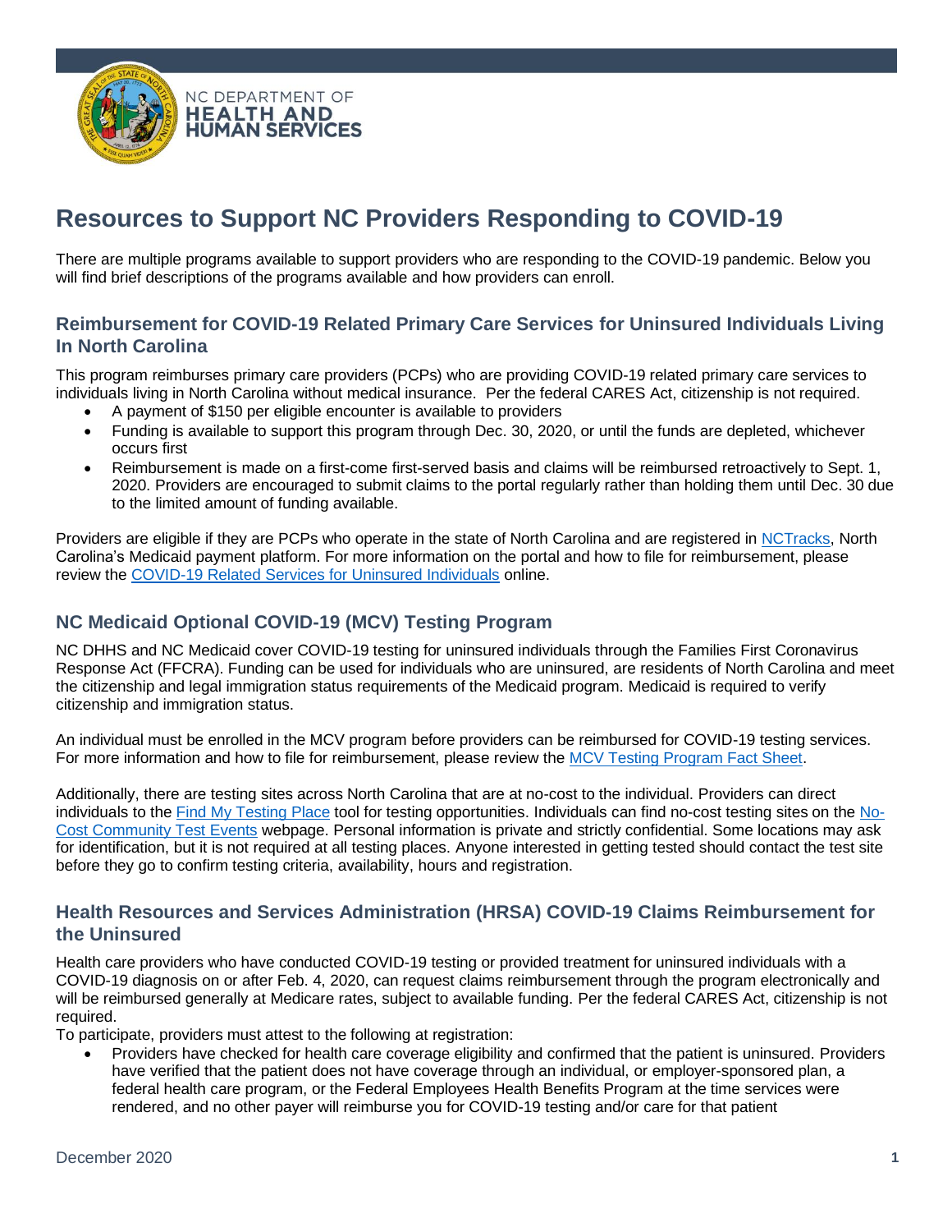# Resources to Support NC Providers Responding to COVID-19

There are multiple programs available to support providers who are responding to the COVID-19 pandemic. Below you will find brief descriptions of the programs available and how providers can enroll.

## Reimbursement for COVID-19 Related Primary Care Services for Uninsured Individuals Living In North Carolina

This program reimburses primary care providers (PCPs) who are providing COVID-19 related primary care services to individuals living in North Carolina without medical insurance. Per the federal CARES Act, citizenship is not required.

- A payment of $150 per eligible encounter is available to providers
- Funding is available to support this program through Dec. 30, 2020, or until the funds are depleted, whichever occurs first
- Reimbursement is made on a first-come first-served basis and claims will be reimbursed retroactively to Sept. 1, 2020. Providers are encouraged to submit claims to the portal regularly rather than holding them until Dec. 30 due to the limited amount of funding available.

Providers are eligible if they are PCPs who operate in the state of North Carolina and are registered in NCTracks, North Carolina's Medicaid payment platform. For more information on the portal and how to file for reimbursement, please review the COVID-19 Related Services for Uninsured Individuals online.

## NC Medicaid Optional COVID-19 (MCV) Testing Program

NC DHHS and NC Medicaid cover COVID-19 testing for uninsured individuals through the Families First Coronavirus Response Act (FFCRA). Funding can be used for individuals who are uninsured, are residents of North Carolina and meet the citizenship and legal immigration status requirements of the Medicaid program. Medicaid is required to verify citizenship and immigration status.

An individual must be enrolled in the MCV program before providers can be reimbursed for COVID-19 testing services. For more information and how to file for reimbursement, please review the MCV Testing Program Fact Sheet.

Additionally, there are testing sites across North Carolina that are at no-cost to the individual. Providers can direct individuals to the Find My Testing Place tool for testing opportunities. Individuals can find no-cost testing sites on the No-Cost Community Test Events webpage. Personal information is private and strictly confidential. Some locations may ask for identification, but it is not required at all testing places. Anyone interested in getting tested should contact the test site before they go to confirm testing criteria, availability, hours and registration.

## Health Resources and Services Administration (HRSA) COVID-19 Claims Reimbursement for the Uninsured

Health care providers who have conducted COVID-19 testing or provided treatment for uninsured individuals with a COVID-19 diagnosis on or after Feb. 4, 2020, can request claims reimbursement through the program electronically and will be reimbursed generally at Medicare rates, subject to available funding. Per the federal CARES Act, citizenship is not required.

To participate, providers must attest to the following at registration:

- Providers have checked for health care coverage eligibility and confirmed that the patient is uninsured. Providers have verified that the patient does not have coverage through an individual, or employer-sponsored plan, a federal health care program, or the Federal Employees Health Benefits Program at the time services were rendered, and no other payer will reimburse you for COVID-19 testing and/or care for that patient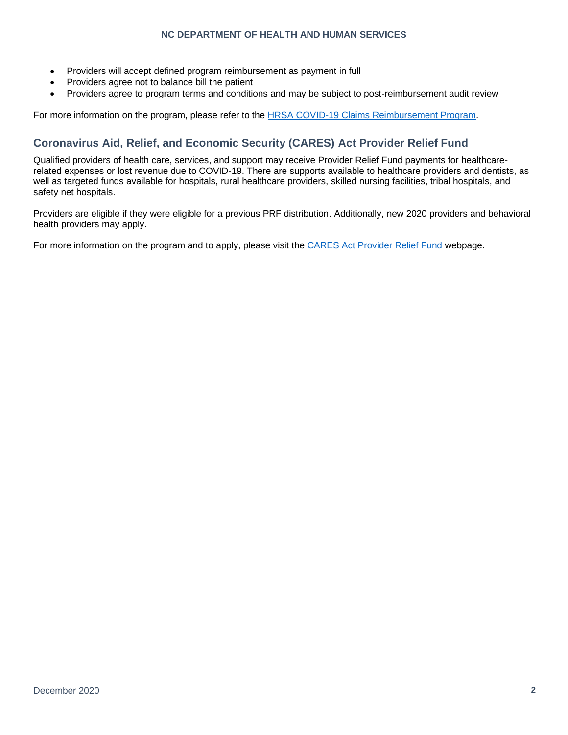- Providers will accept defined program reimbursement as payment in full
- Providers agree not to balance bill the patient
- Providers agree to program terms and conditions and may be subject to post-reimbursement audit review

For more information on the program, please refer to the HRSA COVID-19 Claims Reimbursement Program.

## Coronavirus Aid, Relief, and Economic Security (CARES) Act Provider Relief Fund

Qualified providers of health care, services, and support may receive Provider Relief Fund payments for healthcare-related expenses or lost revenue due to COVID-19. There are supports available to healthcare providers and dentists, as well as targeted funds available for hospitals, rural healthcare providers, skilled nursing facilities, tribal hospitals, and safety net hospitals.

Providers are eligible if they were eligible for a previous PRF distribution. Additionally, new 2020 providers and behavioral health providers may apply.

For more information on the program and to apply, please visit the CARES Act Provider Relief Fund webpage.